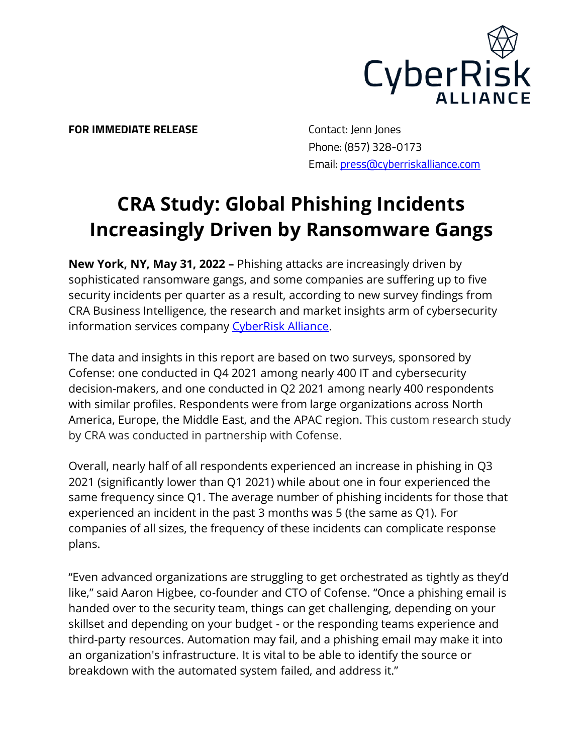**FOR IMMEDIATE RELEASE**

Contact: Jenn Jones
Phone: (857) 328-0173
Email: press@cyberriskalliance.com

# CRA Study: Global Phishing Incidents Increasingly Driven by Ransomware Gangs

**New York, NY, May 31, 2022 –** Phishing attacks are increasingly driven by sophisticated ransomware gangs, and some companies are suffering up to five security incidents per quarter as a result, according to new survey findings from CRA Business Intelligence, the research and market insights arm of cybersecurity information services company CyberRisk Alliance.

The data and insights in this report are based on two surveys, sponsored by Cofense: one conducted in Q4 2021 among nearly 400 IT and cybersecurity decision-makers, and one conducted in Q2 2021 among nearly 400 respondents with similar profiles. Respondents were from large organizations across North America, Europe, the Middle East, and the APAC region. This custom research study by CRA was conducted in partnership with Cofense.

Overall, nearly half of all respondents experienced an increase in phishing in Q3 2021 (significantly lower than Q1 2021) while about one in four experienced the same frequency since Q1. The average number of phishing incidents for those that experienced an incident in the past 3 months was 5 (the same as Q1). For companies of all sizes, the frequency of these incidents can complicate response plans.

"Even advanced organizations are struggling to get orchestrated as tightly as they'd like," said Aaron Higbee, co-founder and CTO of Cofense. "Once a phishing email is handed over to the security team, things can get challenging, depending on your skillset and depending on your budget - or the responding teams experience and third-party resources. Automation may fail, and a phishing email may make it into an organization's infrastructure. It is vital to be able to identify the source or breakdown with the automated system failed, and address it."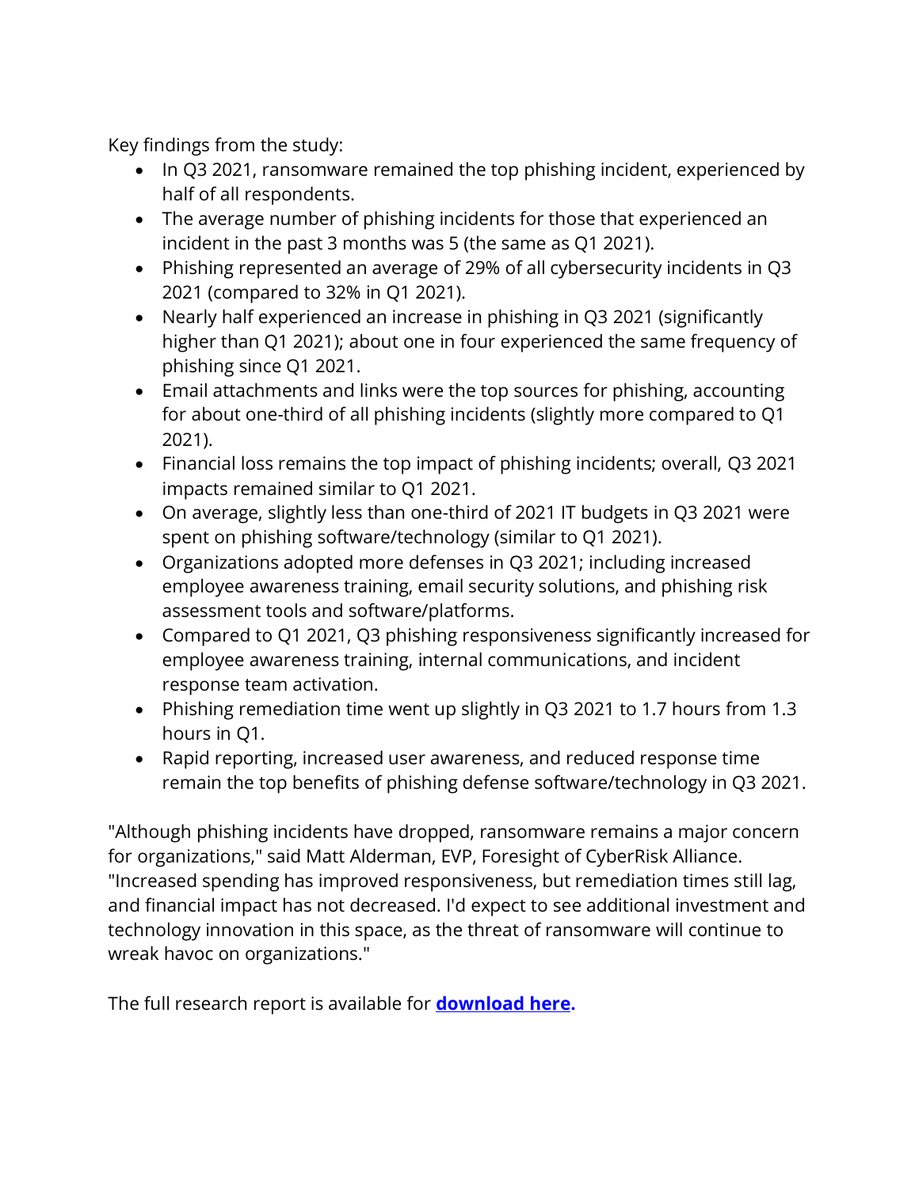Key findings from the study:

- In Q3 2021, ransomware remained the top phishing incident, experienced by half of all respondents.
- The average number of phishing incidents for those that experienced an incident in the past 3 months was 5 (the same as Q1 2021).
- Phishing represented an average of 29% of all cybersecurity incidents in Q3 2021 (compared to 32% in Q1 2021).
- Nearly half experienced an increase in phishing in Q3 2021 (significantly higher than Q1 2021); about one in four experienced the same frequency of phishing since Q1 2021.
- Email attachments and links were the top sources for phishing, accounting for about one-third of all phishing incidents (slightly more compared to Q1 2021).
- Financial loss remains the top impact of phishing incidents; overall, Q3 2021 impacts remained similar to Q1 2021.
- On average, slightly less than one-third of 2021 IT budgets in Q3 2021 were spent on phishing software/technology (similar to Q1 2021).
- Organizations adopted more defenses in Q3 2021; including increased employee awareness training, email security solutions, and phishing risk assessment tools and software/platforms.
- Compared to Q1 2021, Q3 phishing responsiveness significantly increased for employee awareness training, internal communications, and incident response team activation.
- Phishing remediation time went up slightly in Q3 2021 to 1.7 hours from 1.3 hours in Q1.
- Rapid reporting, increased user awareness, and reduced response time remain the top benefits of phishing defense software/technology in Q3 2021.

"Although phishing incidents have dropped, ransomware remains a major concern for organizations," said Matt Alderman, EVP, Foresight of CyberRisk Alliance. "Increased spending has improved responsiveness, but remediation times still lag, and financial impact has not decreased. I'd expect to see additional investment and technology innovation in this space, as the threat of ransomware will continue to wreak havoc on organizations."

The full research report is available for **download here.**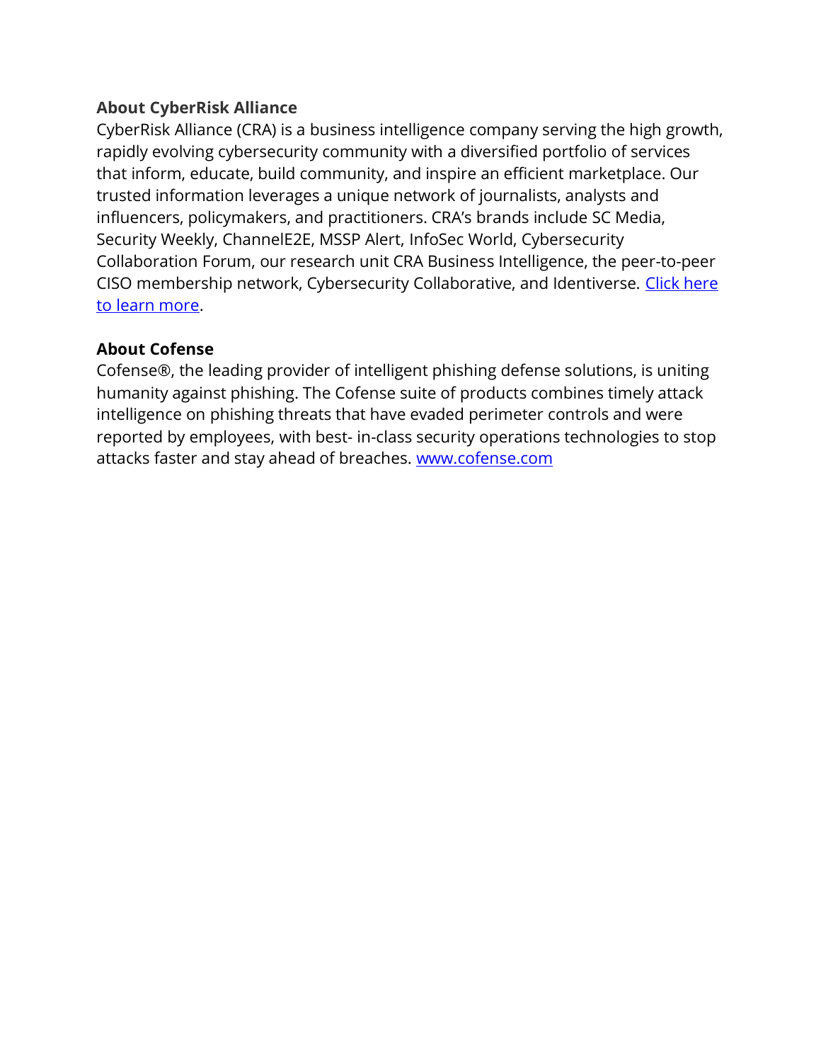**About CyberRisk Alliance**

CyberRisk Alliance (CRA) is a business intelligence company serving the high growth, rapidly evolving cybersecurity community with a diversified portfolio of services that inform, educate, build community, and inspire an efficient marketplace. Our trusted information leverages a unique network of journalists, analysts and influencers, policymakers, and practitioners. CRA's brands include SC Media, Security Weekly, ChannelE2E, MSSP Alert, InfoSec World, Cybersecurity Collaboration Forum, our research unit CRA Business Intelligence, the peer-to-peer CISO membership network, Cybersecurity Collaborative, and Identiverse. Click here to learn more.

**About Cofense**

Cofense®, the leading provider of intelligent phishing defense solutions, is uniting humanity against phishing. The Cofense suite of products combines timely attack intelligence on phishing threats that have evaded perimeter controls and were reported by employees, with best- in-class security operations technologies to stop attacks faster and stay ahead of breaches. www.cofense.com